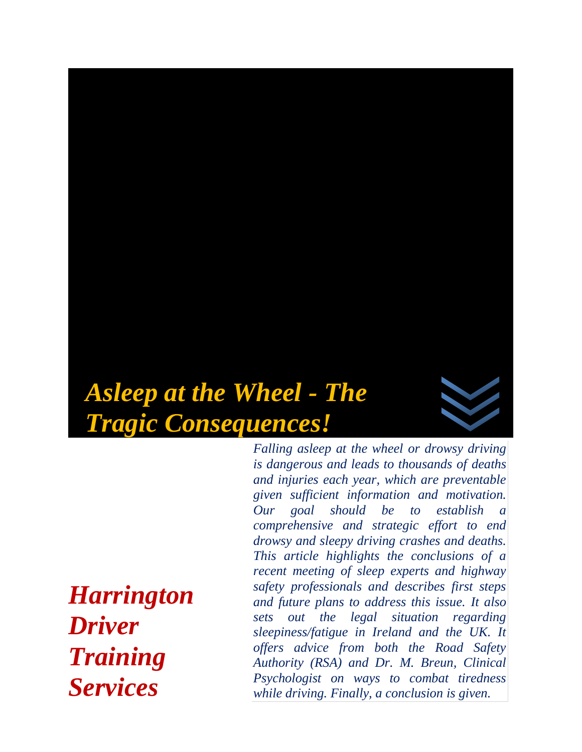# *Asleep at the Wheel - The Tragic Consequences!*

***Harrington Driver Training Services***

*Falling asleep at the wheel or drowsy driving is dangerous and leads to thousands of deaths and injuries each year, which are preventable given sufficient information and motivation. Our goal should be to establish a comprehensive and strategic effort to end drowsy and sleepy driving crashes and deaths. This article highlights the conclusions of a recent meeting of sleep experts and highway safety professionals and describes first steps and future plans to address this issue. It also sets out the legal situation regarding sleepiness/fatigue in Ireland and the UK. It offers advice from both the Road Safety Authority (RSA) and Dr. M. Breun, Clinical Psychologist on ways to combat tiredness while driving. Finally, a conclusion is given.*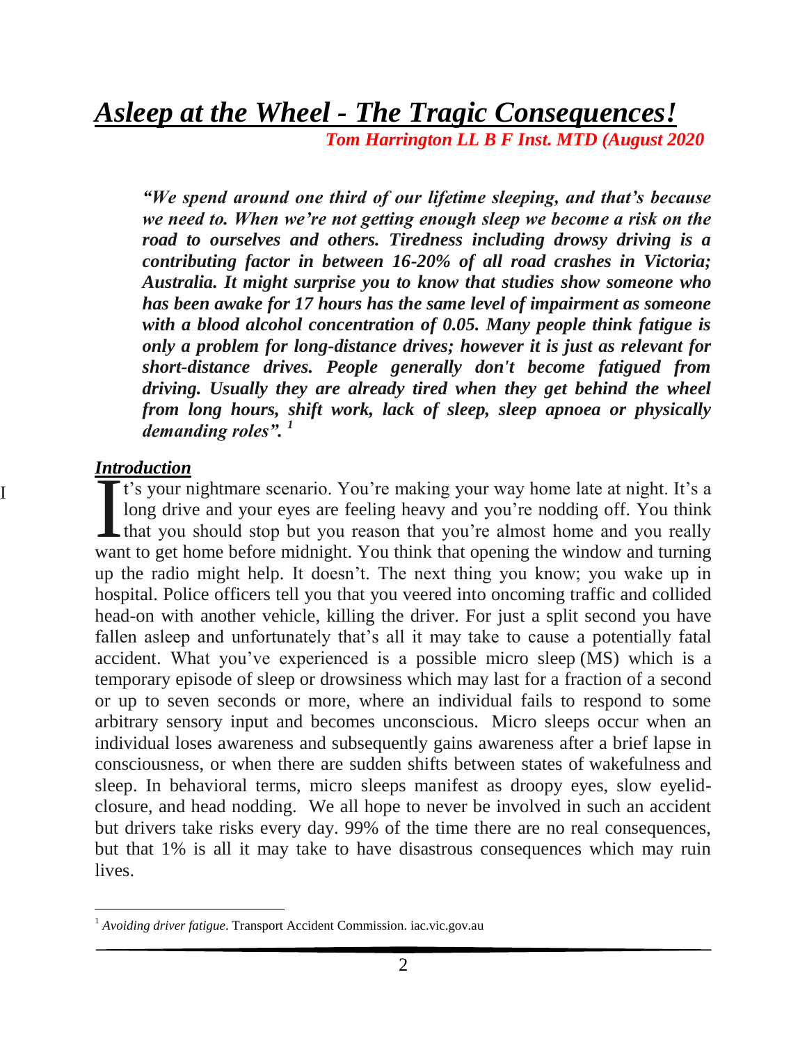# *Asleep at the Wheel - The Tragic Consequences!*

***Tom Harrington LL B F Inst. MTD (August 2020***

> ***"We spend around one third of our lifetime sleeping, and that's because we need to. When we're not getting enough sleep we become a risk on the road to ourselves and others. Tiredness including drowsy driving is a contributing factor in between 16-20% of all road crashes in Victoria; Australia. It might surprise you to know that studies show someone who has been awake for 17 hours has the same level of impairment as someone with a blood alcohol concentration of 0.05. Many people think fatigue is only a problem for long-distance drives; however it is just as relevant for short-distance drives. People generally don't become fatigued from driving. Usually they are already tired when they get behind the wheel from long hours, shift work, lack of sleep, sleep apnoea or physically demanding roles".*** [1]

## *Introduction*

It's your nightmare scenario. You're making your way home late at night. It's a long drive and your eyes are feeling heavy and you're nodding off. You think that you should stop but you reason that you're almost home and you really want to get home before midnight. You think that opening the window and turning up the radio might help. It doesn't. The next thing you know; you wake up in hospital. Police officers tell you that you veered into oncoming traffic and collided head-on with another vehicle, killing the driver. For just a split second you have fallen asleep and unfortunately that's all it may take to cause a potentially fatal accident. What you've experienced is a possible micro sleep (MS) which is a temporary episode of sleep or drowsiness which may last for a fraction of a second or up to seven seconds or more, where an individual fails to respond to some arbitrary sensory input and becomes unconscious. Micro sleeps occur when an individual loses awareness and subsequently gains awareness after a brief lapse in consciousness, or when there are sudden shifts between states of wakefulness and sleep. In behavioral terms, micro sleeps manifest as droopy eyes, slow eyelid-closure, and head nodding. We all hope to never be involved in such an accident but drivers take risks every day. 99% of the time there are no real consequences, but that 1% is all it may take to have disastrous consequences which may ruin lives.

---

[1] *Avoiding driver fatigue*. Transport Accident Commission. iac.vic.gov.au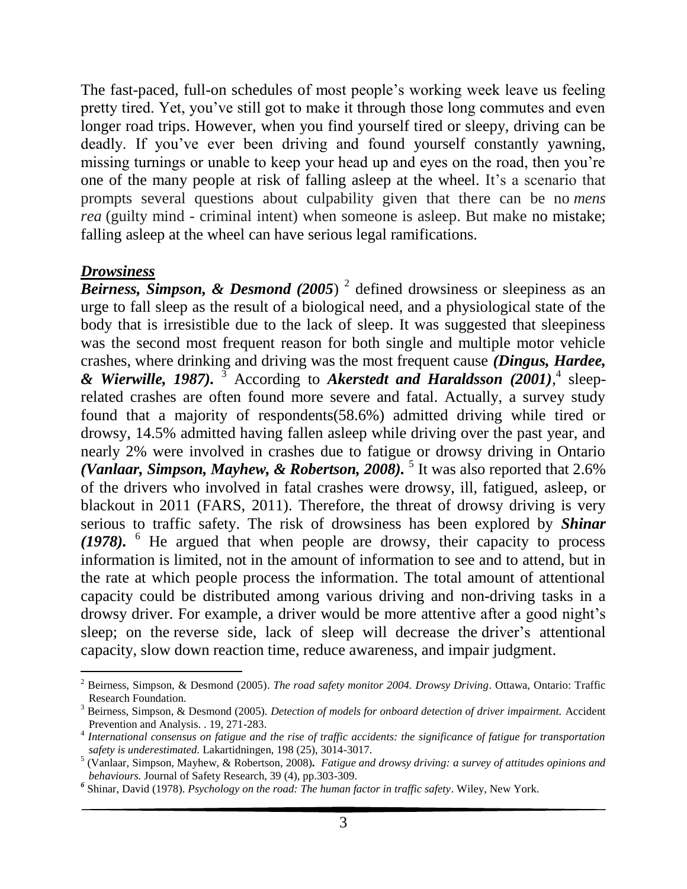The fast-paced, full-on schedules of most people's working week leave us feeling pretty tired. Yet, you've still got to make it through those long commutes and even longer road trips. However, when you find yourself tired or sleepy, driving can be deadly. If you've ever been driving and found yourself constantly yawning, missing turnings or unable to keep your head up and eyes on the road, then you're one of the many people at risk of falling asleep at the wheel. It's a scenario that prompts several questions about culpability given that there can be no *mens rea* (guilty mind - criminal intent) when someone is asleep. But make no mistake; falling asleep at the wheel can have serious legal ramifications.

## ***Drowsiness***

***Beirness, Simpson, & Desmond (2005***) [2] defined drowsiness or sleepiness as an urge to fall sleep as the result of a biological need, and a physiological state of the body that is irresistible due to the lack of sleep. It was suggested that sleepiness was the second most frequent reason for both single and multiple motor vehicle crashes, where drinking and driving was the most frequent cause ***(Dingus, Hardee, & Wierwille, 1987).*** [3] According to ***Akerstedt and Haraldsson (2001)***,[4] sleep-related crashes are often found more severe and fatal. Actually, a survey study found that a majority of respondents(58.6%) admitted driving while tired or drowsy, 14.5% admitted having fallen asleep while driving over the past year, and nearly 2% were involved in crashes due to fatigue or drowsy driving in Ontario ***(Vanlaar, Simpson, Mayhew, & Robertson, 2008).*** [5] It was also reported that 2.6% of the drivers who involved in fatal crashes were drowsy, ill, fatigued, asleep, or blackout in 2011 (FARS, 2011). Therefore, the threat of drowsy driving is very serious to traffic safety. The risk of drowsiness has been explored by ***Shinar (1978).*** [6] He argued that when people are drowsy, their capacity to process information is limited, not in the amount of information to see and to attend, but in the rate at which people process the information. The total amount of attentional capacity could be distributed among various driving and non-driving tasks in a drowsy driver. For example, a driver would be more attentive after a good night's sleep; on the reverse side, lack of sleep will decrease the driver's attentional capacity, slow down reaction time, reduce awareness, and impair judgment.

---

[2] Beirness, Simpson, & Desmond (2005). *The road safety monitor 2004. Drowsy Driving*. Ottawa, Ontario: Traffic Research Foundation.

[3] Beirness, Simpson, & Desmond (2005). *Detection of models for onboard detection of driver impairment.* Accident Prevention and Analysis. . 19, 271-283.

[4] *International consensus on fatigue and the rise of traffic accidents: the significance of fatigue for transportation safety is underestimated.* Lakartidningen, 198 (25), 3014-3017.

[5] (Vanlaar, Simpson, Mayhew, & Robertson, 2008). *Fatigue and drowsy driving: a survey of attitudes opinions and behaviours.* Journal of Safety Research, 39 (4), pp.303-309.

[6] Shinar, David (1978). *Psychology on the road: The human factor in traffic safety*. Wiley, New York.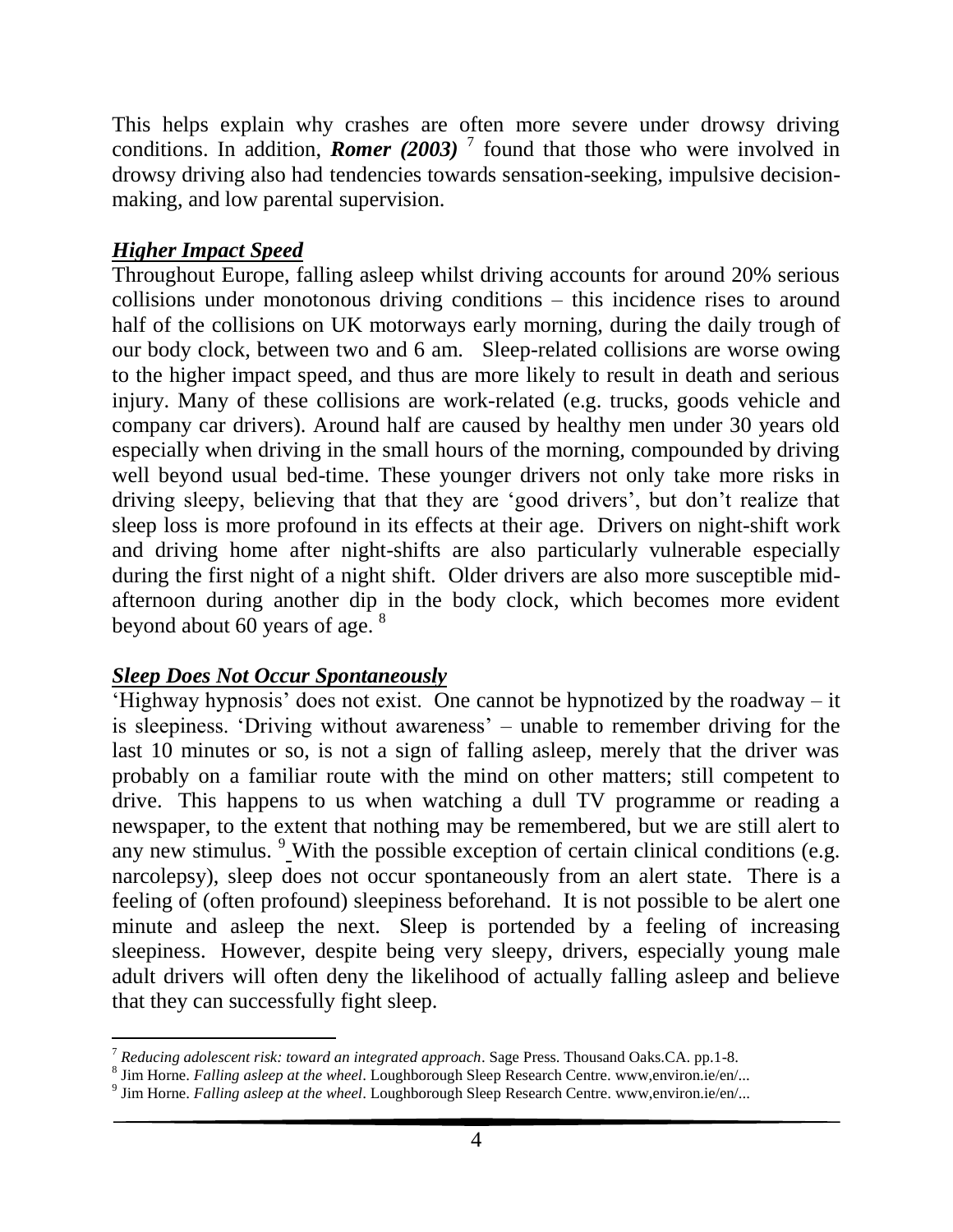This helps explain why crashes are often more severe under drowsy driving conditions. In addition, ***Romer (2003)*** [7] found that those who were involved in drowsy driving also had tendencies towards sensation-seeking, impulsive decision-making, and low parental supervision.

### ***Higher Impact Speed***

Throughout Europe, falling asleep whilst driving accounts for around 20% serious collisions under monotonous driving conditions – this incidence rises to around half of the collisions on UK motorways early morning, during the daily trough of our body clock, between two and 6 am. Sleep-related collisions are worse owing to the higher impact speed, and thus are more likely to result in death and serious injury. Many of these collisions are work-related (e.g. trucks, goods vehicle and company car drivers). Around half are caused by healthy men under 30 years old especially when driving in the small hours of the morning, compounded by driving well beyond usual bed-time. These younger drivers not only take more risks in driving sleepy, believing that that they are 'good drivers', but don't realize that sleep loss is more profound in its effects at their age. Drivers on night-shift work and driving home after night-shifts are also particularly vulnerable especially during the first night of a night shift. Older drivers are also more susceptible mid-afternoon during another dip in the body clock, which becomes more evident beyond about 60 years of age. [8]

### ***Sleep Does Not Occur Spontaneously***

'Highway hypnosis' does not exist. One cannot be hypnotized by the roadway – it is sleepiness. 'Driving without awareness' – unable to remember driving for the last 10 minutes or so, is not a sign of falling asleep, merely that the driver was probably on a familiar route with the mind on other matters; still competent to drive. This happens to us when watching a dull TV programme or reading a newspaper, to the extent that nothing may be remembered, but we are still alert to any new stimulus. [9] With the possible exception of certain clinical conditions (e.g. narcolepsy), sleep does not occur spontaneously from an alert state. There is a feeling of (often profound) sleepiness beforehand. It is not possible to be alert one minute and asleep the next. Sleep is portended by a feeling of increasing sleepiness. However, despite being very sleepy, drivers, especially young male adult drivers will often deny the likelihood of actually falling asleep and believe that they can successfully fight sleep.

---

[7] *Reducing adolescent risk: toward an integrated approach*. Sage Press. Thousand Oaks.CA. pp.1-8.

[8] Jim Horne. *Falling asleep at the wheel*. Loughborough Sleep Research Centre. www,environ.ie/en/...

[9] Jim Horne. *Falling asleep at the wheel*. Loughborough Sleep Research Centre. www,environ.ie/en/...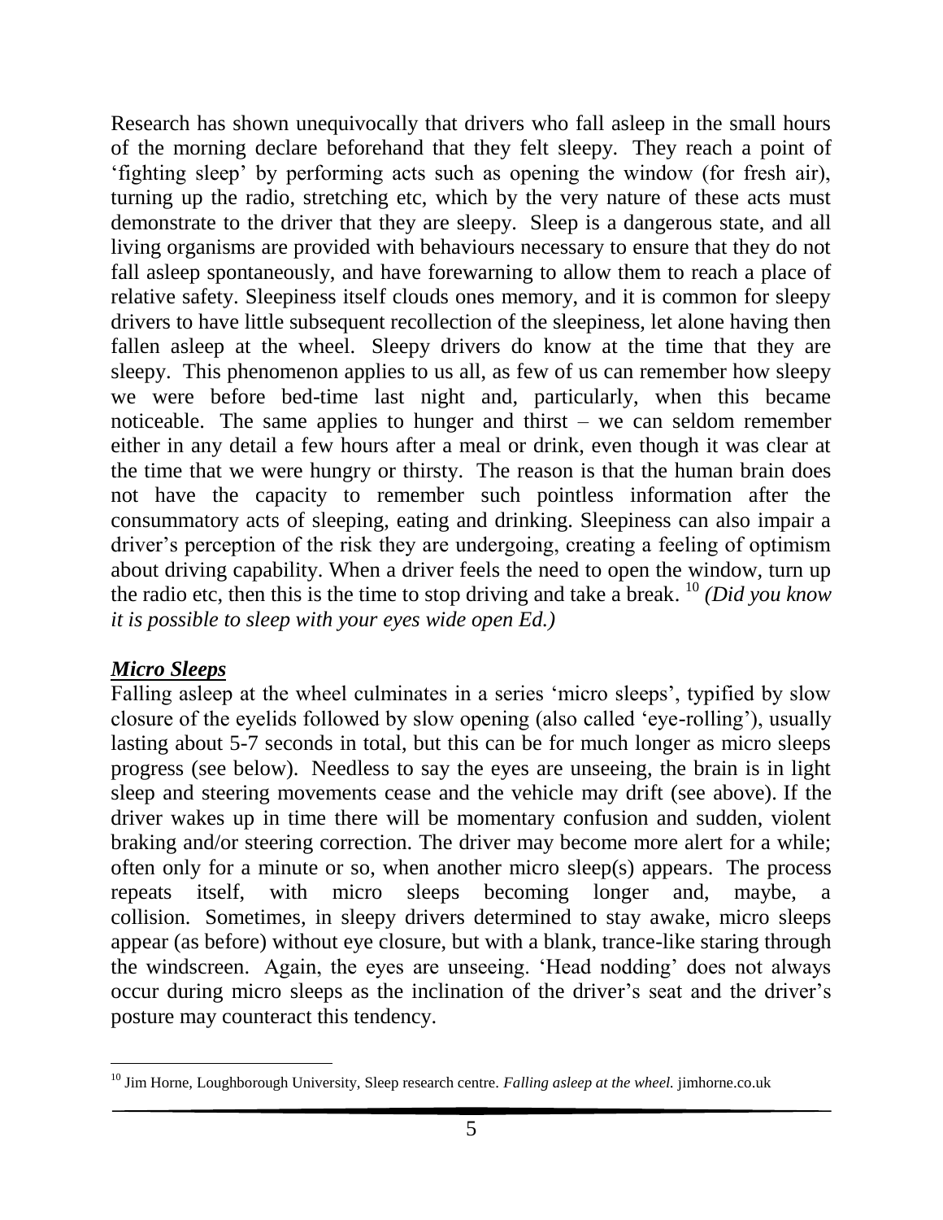Research has shown unequivocally that drivers who fall asleep in the small hours of the morning declare beforehand that they felt sleepy. They reach a point of 'fighting sleep' by performing acts such as opening the window (for fresh air), turning up the radio, stretching etc, which by the very nature of these acts must demonstrate to the driver that they are sleepy. Sleep is a dangerous state, and all living organisms are provided with behaviours necessary to ensure that they do not fall asleep spontaneously, and have forewarning to allow them to reach a place of relative safety. Sleepiness itself clouds ones memory, and it is common for sleepy drivers to have little subsequent recollection of the sleepiness, let alone having then fallen asleep at the wheel. Sleepy drivers do know at the time that they are sleepy. This phenomenon applies to us all, as few of us can remember how sleepy we were before bed-time last night and, particularly, when this became noticeable. The same applies to hunger and thirst – we can seldom remember either in any detail a few hours after a meal or drink, even though it was clear at the time that we were hungry or thirsty. The reason is that the human brain does not have the capacity to remember such pointless information after the consummatory acts of sleeping, eating and drinking. Sleepiness can also impair a driver's perception of the risk they are undergoing, creating a feeling of optimism about driving capability. When a driver feels the need to open the window, turn up the radio etc, then this is the time to stop driving and take a break. [10] *(Did you know it is possible to sleep with your eyes wide open Ed.)*

***Micro Sleeps***

Falling asleep at the wheel culminates in a series 'micro sleeps', typified by slow closure of the eyelids followed by slow opening (also called 'eye-rolling'), usually lasting about 5-7 seconds in total, but this can be for much longer as micro sleeps progress (see below). Needless to say the eyes are unseeing, the brain is in light sleep and steering movements cease and the vehicle may drift (see above). If the driver wakes up in time there will be momentary confusion and sudden, violent braking and/or steering correction. The driver may become more alert for a while; often only for a minute or so, when another micro sleep(s) appears. The process repeats itself, with micro sleeps becoming longer and, maybe, a collision. Sometimes, in sleepy drivers determined to stay awake, micro sleeps appear (as before) without eye closure, but with a blank, trance-like staring through the windscreen. Again, the eyes are unseeing. 'Head nodding' does not always occur during micro sleeps as the inclination of the driver's seat and the driver's posture may counteract this tendency.

[10] Jim Horne, Loughborough University, Sleep research centre. *Falling asleep at the wheel.* jimhorne.co.uk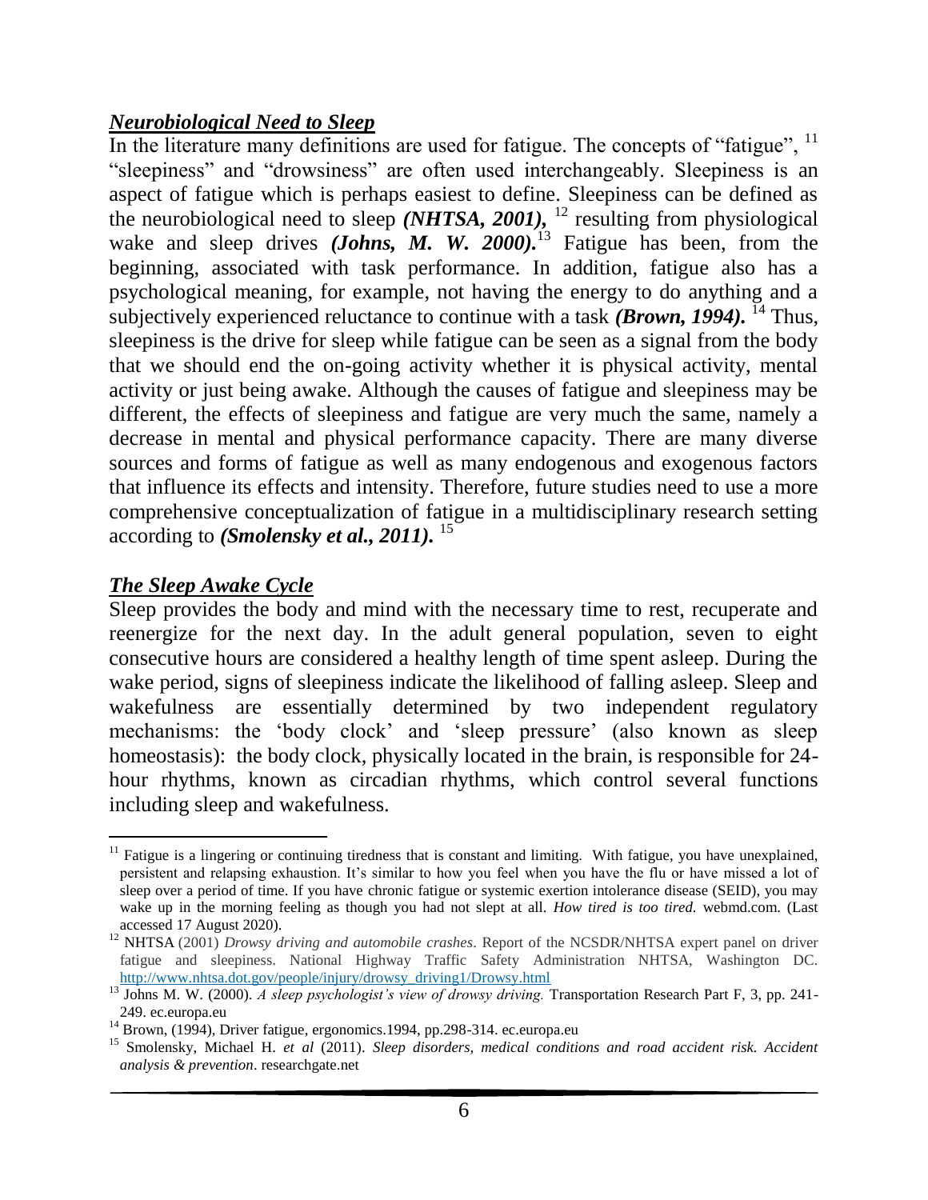## ***Neurobiological Need to Sleep***

In the literature many definitions are used for fatigue. The concepts of "fatigue", [11] "sleepiness" and "drowsiness" are often used interchangeably. Sleepiness is an aspect of fatigue which is perhaps easiest to define. Sleepiness can be defined as the neurobiological need to sleep ***(NHTSA, 2001),*** [12] resulting from physiological wake and sleep drives ***(Johns, M. W. 2000).***[13] Fatigue has been, from the beginning, associated with task performance. In addition, fatigue also has a psychological meaning, for example, not having the energy to do anything and a subjectively experienced reluctance to continue with a task ***(Brown, 1994).*** [14] Thus, sleepiness is the drive for sleep while fatigue can be seen as a signal from the body that we should end the on-going activity whether it is physical activity, mental activity or just being awake. Although the causes of fatigue and sleepiness may be different, the effects of sleepiness and fatigue are very much the same, namely a decrease in mental and physical performance capacity. There are many diverse sources and forms of fatigue as well as many endogenous and exogenous factors that influence its effects and intensity. Therefore, future studies need to use a more comprehensive conceptualization of fatigue in a multidisciplinary research setting according to ***(Smolensky et al., 2011).*** [15]

## ***The Sleep Awake Cycle***

Sleep provides the body and mind with the necessary time to rest, recuperate and reenergize for the next day. In the adult general population, seven to eight consecutive hours are considered a healthy length of time spent asleep. During the wake period, signs of sleepiness indicate the likelihood of falling asleep. Sleep and wakefulness are essentially determined by two independent regulatory mechanisms: the 'body clock' and 'sleep pressure' (also known as sleep homeostasis): the body clock, physically located in the brain, is responsible for 24-hour rhythms, known as circadian rhythms, which control several functions including sleep and wakefulness.

---

[11] Fatigue is a lingering or continuing tiredness that is constant and limiting. With fatigue, you have unexplained, persistent and relapsing exhaustion. It's similar to how you feel when you have the flu or have missed a lot of sleep over a period of time. If you have chronic fatigue or systemic exertion intolerance disease (SEID), you may wake up in the morning feeling as though you had not slept at all. *How tired is too tired.* webmd.com. (Last accessed 17 August 2020).

[12] NHTSA (2001) *Drowsy driving and automobile crashes*. Report of the NCSDR/NHTSA expert panel on driver fatigue and sleepiness. National Highway Traffic Safety Administration NHTSA, Washington DC. http://www.nhtsa.dot.gov/people/injury/drowsy_driving1/Drowsy.html

[13] Johns M. W. (2000). *A sleep psychologist's view of drowsy driving.* Transportation Research Part F, 3, pp. 241-249. ec.europa.eu

[14] Brown, (1994), Driver fatigue, ergonomics.1994, pp.298-314. ec.europa.eu

[15] Smolensky, Michael H. *et al* (2011). *Sleep disorders, medical conditions and road accident risk. Accident analysis & prevention*. researchgate.net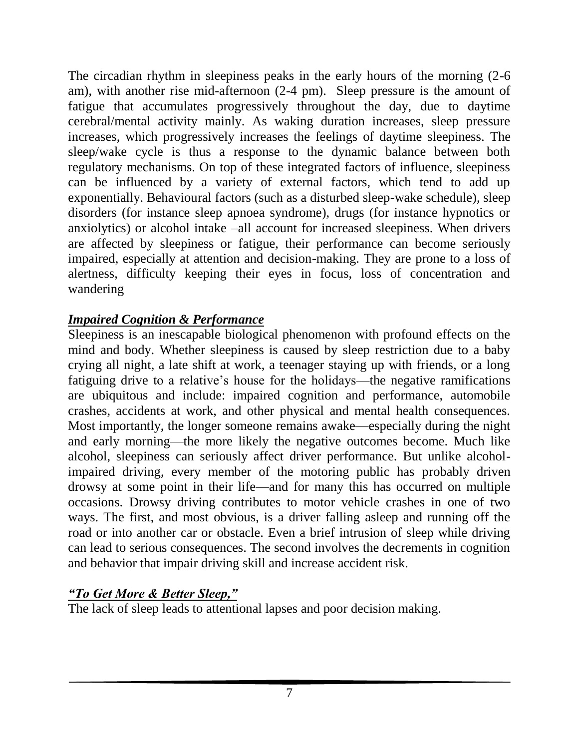The circadian rhythm in sleepiness peaks in the early hours of the morning (2-6 am), with another rise mid-afternoon (2-4 pm). Sleep pressure is the amount of fatigue that accumulates progressively throughout the day, due to daytime cerebral/mental activity mainly. As waking duration increases, sleep pressure increases, which progressively increases the feelings of daytime sleepiness. The sleep/wake cycle is thus a response to the dynamic balance between both regulatory mechanisms. On top of these integrated factors of influence, sleepiness can be influenced by a variety of external factors, which tend to add up exponentially. Behavioural factors (such as a disturbed sleep-wake schedule), sleep disorders (for instance sleep apnoea syndrome), drugs (for instance hypnotics or anxiolytics) or alcohol intake –all account for increased sleepiness. When drivers are affected by sleepiness or fatigue, their performance can become seriously impaired, especially at attention and decision-making. They are prone to a loss of alertness, difficulty keeping their eyes in focus, loss of concentration and wandering

### ***Impaired Cognition & Performance***

Sleepiness is an inescapable biological phenomenon with profound effects on the mind and body. Whether sleepiness is caused by sleep restriction due to a baby crying all night, a late shift at work, a teenager staying up with friends, or a long fatiguing drive to a relative's house for the holidays—the negative ramifications are ubiquitous and include: impaired cognition and performance, automobile crashes, accidents at work, and other physical and mental health consequences. Most importantly, the longer someone remains awake—especially during the night and early morning—the more likely the negative outcomes become. Much like alcohol, sleepiness can seriously affect driver performance. But unlike alcohol-impaired driving, every member of the motoring public has probably driven drowsy at some point in their life—and for many this has occurred on multiple occasions. Drowsy driving contributes to motor vehicle crashes in one of two ways. The first, and most obvious, is a driver falling asleep and running off the road or into another car or obstacle. Even a brief intrusion of sleep while driving can lead to serious consequences. The second involves the decrements in cognition and behavior that impair driving skill and increase accident risk.

### ***"To Get More & Better Sleep,"***

The lack of sleep leads to attentional lapses and poor decision making.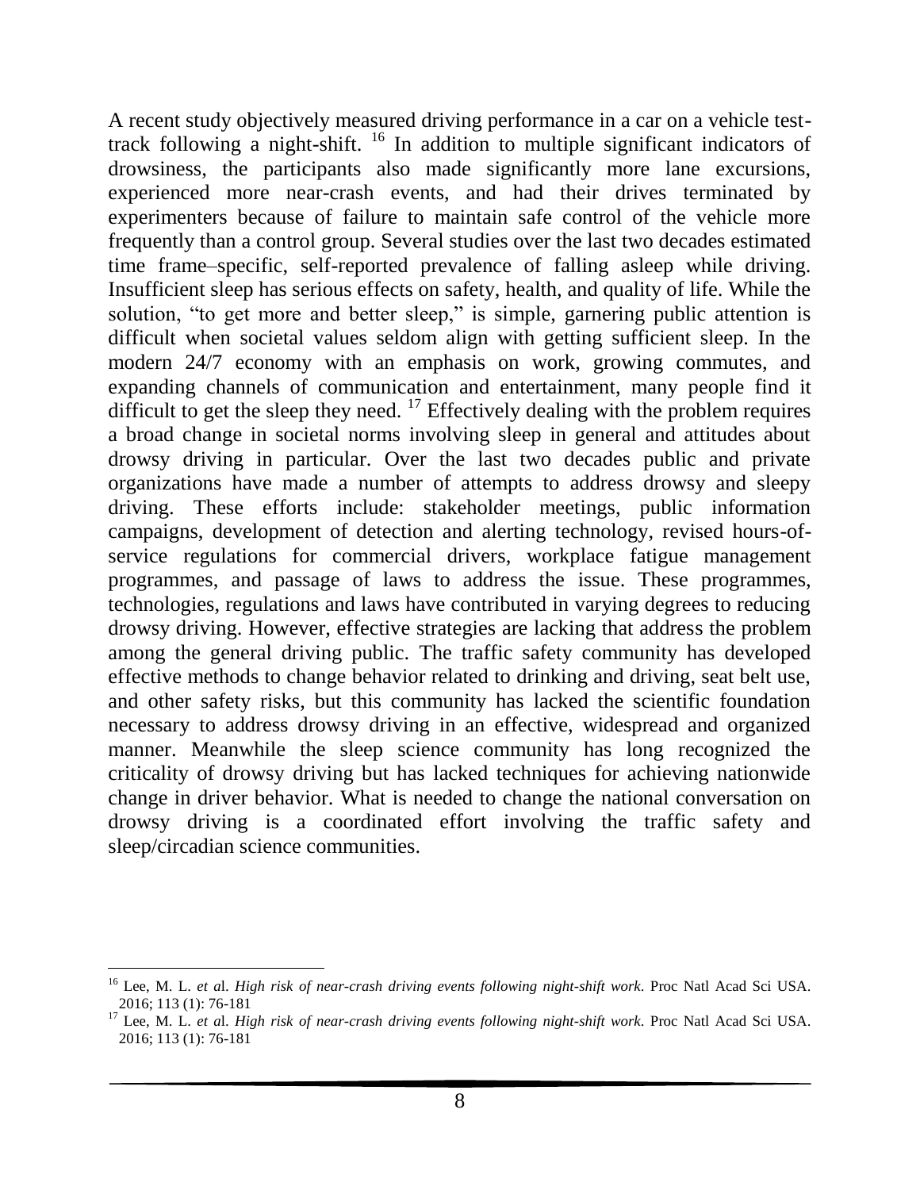A recent study objectively measured driving performance in a car on a vehicle test-track following a night-shift. [16] In addition to multiple significant indicators of drowsiness, the participants also made significantly more lane excursions, experienced more near-crash events, and had their drives terminated by experimenters because of failure to maintain safe control of the vehicle more frequently than a control group. Several studies over the last two decades estimated time frame–specific, self-reported prevalence of falling asleep while driving. Insufficient sleep has serious effects on safety, health, and quality of life. While the solution, "to get more and better sleep," is simple, garnering public attention is difficult when societal values seldom align with getting sufficient sleep. In the modern 24/7 economy with an emphasis on work, growing commutes, and expanding channels of communication and entertainment, many people find it difficult to get the sleep they need. [17] Effectively dealing with the problem requires a broad change in societal norms involving sleep in general and attitudes about drowsy driving in particular. Over the last two decades public and private organizations have made a number of attempts to address drowsy and sleepy driving. These efforts include: stakeholder meetings, public information campaigns, development of detection and alerting technology, revised hours-of-service regulations for commercial drivers, workplace fatigue management programmes, and passage of laws to address the issue. These programmes, technologies, regulations and laws have contributed in varying degrees to reducing drowsy driving. However, effective strategies are lacking that address the problem among the general driving public. The traffic safety community has developed effective methods to change behavior related to drinking and driving, seat belt use, and other safety risks, but this community has lacked the scientific foundation necessary to address drowsy driving in an effective, widespread and organized manner. Meanwhile the sleep science community has long recognized the criticality of drowsy driving but has lacked techniques for achieving nationwide change in driver behavior. What is needed to change the national conversation on drowsy driving is a coordinated effort involving the traffic safety and sleep/circadian science communities.

---

[16] Lee, M. L. *et al*. *High risk of near-crash driving events following night-shift work*. Proc Natl Acad Sci USA. 2016; 113 (1): 76-181

[17] Lee, M. L. *et al*. *High risk of near-crash driving events following night-shift work*. Proc Natl Acad Sci USA. 2016; 113 (1): 76-181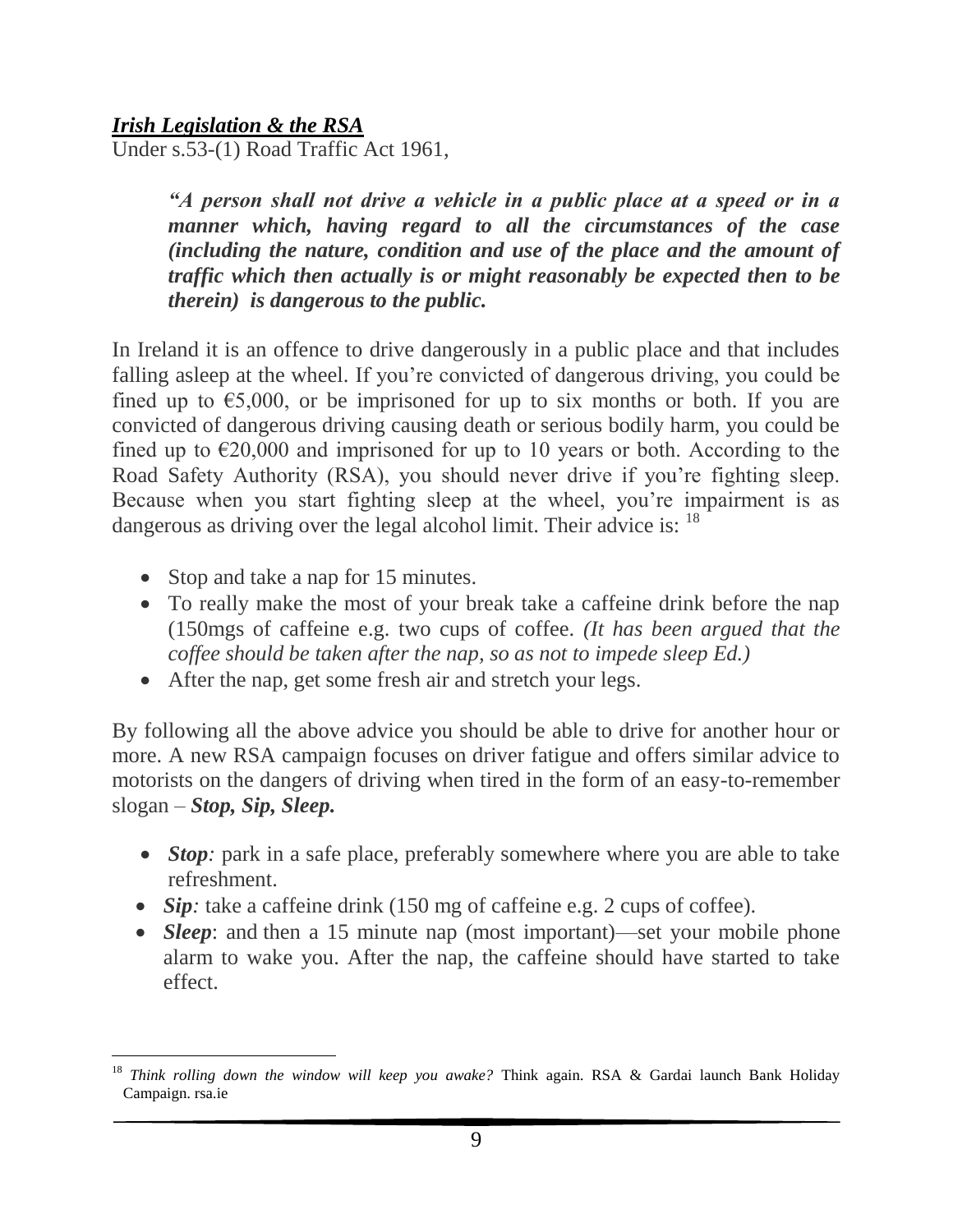***Irish Legislation & the RSA***

Under s.53-(1) Road Traffic Act 1961,

> ***"A person shall not drive a vehicle in a public place at a speed or in a manner which, having regard to all the circumstances of the case (including the nature, condition and use of the place and the amount of traffic which then actually is or might reasonably be expected then to be therein) is dangerous to the public.***

In Ireland it is an offence to drive dangerously in a public place and that includes falling asleep at the wheel. If you're convicted of dangerous driving, you could be fined up to €5,000, or be imprisoned for up to six months or both. If you are convicted of dangerous driving causing death or serious bodily harm, you could be fined up to €20,000 and imprisoned for up to 10 years or both. According to the Road Safety Authority (RSA), you should never drive if you're fighting sleep. Because when you start fighting sleep at the wheel, you're impairment is as dangerous as driving over the legal alcohol limit. Their advice is: [18]

- Stop and take a nap for 15 minutes.
- To really make the most of your break take a caffeine drink before the nap (150mgs of caffeine e.g. two cups of coffee. *(It has been argued that the coffee should be taken after the nap, so as not to impede sleep Ed.)*
- After the nap, get some fresh air and stretch your legs.

By following all the above advice you should be able to drive for another hour or more. A new RSA campaign focuses on driver fatigue and offers similar advice to motorists on the dangers of driving when tired in the form of an easy-to-remember slogan – ***Stop, Sip, Sleep.***

- ***Stop****:* park in a safe place, preferably somewhere where you are able to take refreshment.
- ***Sip****:* take a caffeine drink (150 mg of caffeine e.g. 2 cups of coffee).
- ***Sleep***: and then a 15 minute nap (most important)—set your mobile phone alarm to wake you. After the nap, the caffeine should have started to take effect.

---

[18] *Think rolling down the window will keep you awake?* Think again. RSA & Gardai launch Bank Holiday Campaign. rsa.ie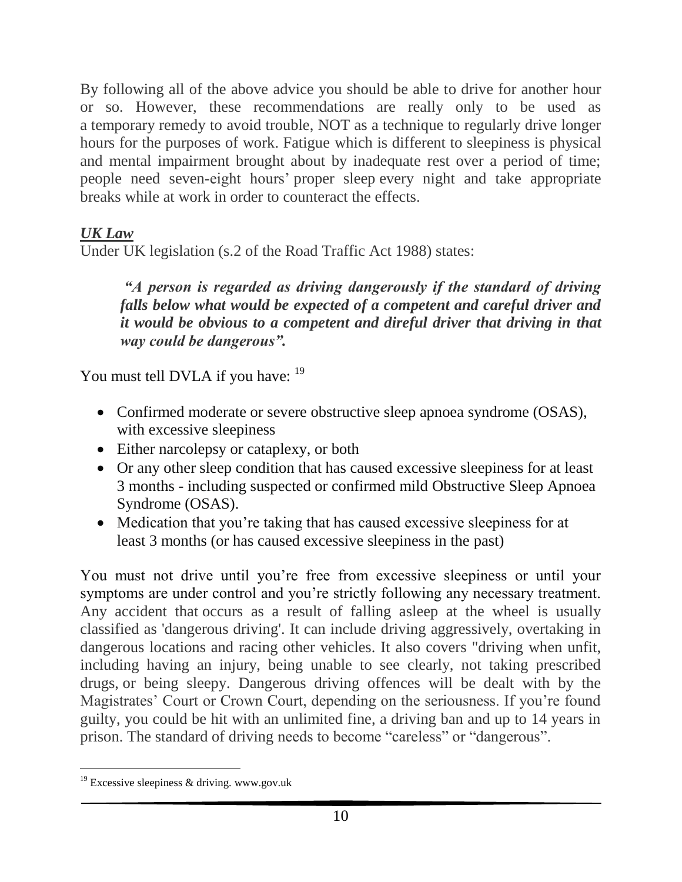By following all of the above advice you should be able to drive for another hour or so. However, these recommendations are really only to be used as a temporary remedy to avoid trouble, NOT as a technique to regularly drive longer hours for the purposes of work. Fatigue which is different to sleepiness is physical and mental impairment brought about by inadequate rest over a period of time; people need seven-eight hours' proper sleep every night and take appropriate breaks while at work in order to counteract the effects.

***UK Law***

Under UK legislation (s.2 of the Road Traffic Act 1988) states:

> ***"A person is regarded as driving dangerously if the standard of driving falls below what would be expected of a competent and careful driver and it would be obvious to a competent and direful driver that driving in that way could be dangerous".***

You must tell DVLA if you have: [19]

- Confirmed moderate or severe obstructive sleep apnoea syndrome (OSAS), with excessive sleepiness
- Either narcolepsy or cataplexy, or both
- Or any other sleep condition that has caused excessive sleepiness for at least 3 months - including suspected or confirmed mild Obstructive Sleep Apnoea Syndrome (OSAS).
- Medication that you're taking that has caused excessive sleepiness for at least 3 months (or has caused excessive sleepiness in the past)

You must not drive until you're free from excessive sleepiness or until your symptoms are under control and you're strictly following any necessary treatment. Any accident that occurs as a result of falling asleep at the wheel is usually classified as 'dangerous driving'. It can include driving aggressively, overtaking in dangerous locations and racing other vehicles. It also covers "driving when unfit, including having an injury, being unable to see clearly, not taking prescribed drugs, or being sleepy. Dangerous driving offences will be dealt with by the Magistrates' Court or Crown Court, depending on the seriousness. If you're found guilty, you could be hit with an unlimited fine, a driving ban and up to 14 years in prison. The standard of driving needs to become "careless" or "dangerous".

[19] Excessive sleepiness & driving. www.gov.uk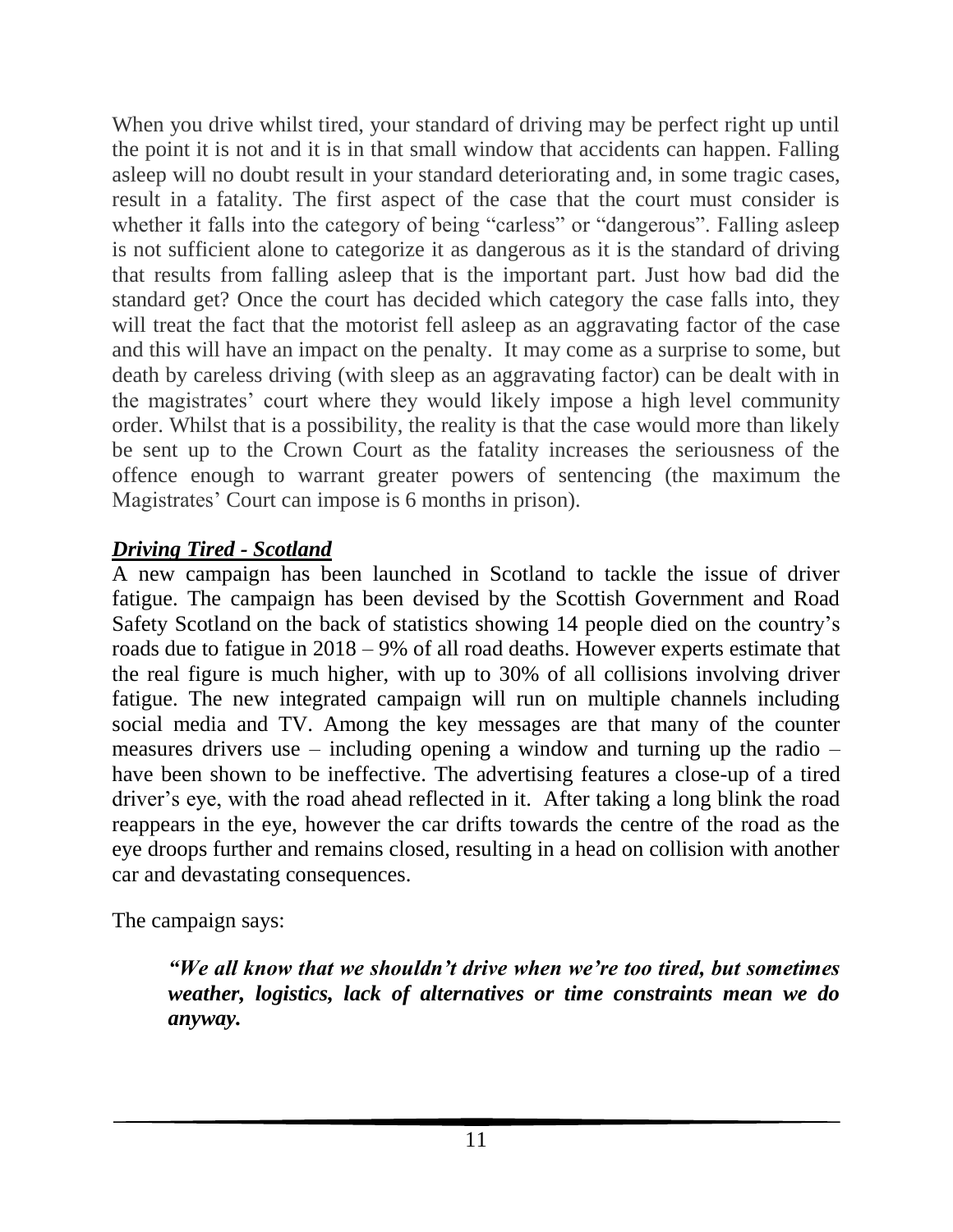When you drive whilst tired, your standard of driving may be perfect right up until the point it is not and it is in that small window that accidents can happen. Falling asleep will no doubt result in your standard deteriorating and, in some tragic cases, result in a fatality. The first aspect of the case that the court must consider is whether it falls into the category of being "carless" or "dangerous". Falling asleep is not sufficient alone to categorize it as dangerous as it is the standard of driving that results from falling asleep that is the important part. Just how bad did the standard get? Once the court has decided which category the case falls into, they will treat the fact that the motorist fell asleep as an aggravating factor of the case and this will have an impact on the penalty. It may come as a surprise to some, but death by careless driving (with sleep as an aggravating factor) can be dealt with in the magistrates' court where they would likely impose a high level community order. Whilst that is a possibility, the reality is that the case would more than likely be sent up to the Crown Court as the fatality increases the seriousness of the offence enough to warrant greater powers of sentencing (the maximum the Magistrates' Court can impose is 6 months in prison).

## ***Driving Tired - Scotland***

A new campaign has been launched in Scotland to tackle the issue of driver fatigue. The campaign has been devised by the Scottish Government and Road Safety Scotland on the back of statistics showing 14 people died on the country's roads due to fatigue in 2018 – 9% of all road deaths. However experts estimate that the real figure is much higher, with up to 30% of all collisions involving driver fatigue. The new integrated campaign will run on multiple channels including social media and TV. Among the key messages are that many of the counter measures drivers use – including opening a window and turning up the radio – have been shown to be ineffective. The advertising features a close-up of a tired driver's eye, with the road ahead reflected in it. After taking a long blink the road reappears in the eye, however the car drifts towards the centre of the road as the eye droops further and remains closed, resulting in a head on collision with another car and devastating consequences.

The campaign says:

> ***"We all know that we shouldn't drive when we're too tired, but sometimes weather, logistics, lack of alternatives or time constraints mean we do anyway.***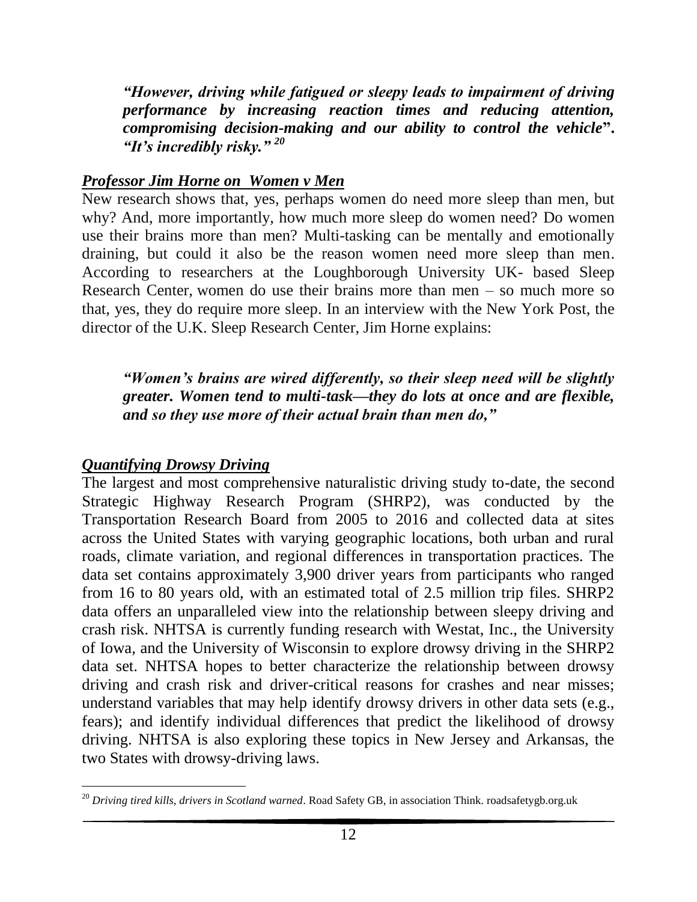***"However, driving while fatigued or sleepy leads to impairment of driving performance by increasing reaction times and reducing attention, compromising decision-making and our ability to control the vehicle". "It's incredibly risky."*** [20]

***Professor Jim Horne on Women v Men***

New research shows that, yes, perhaps women do need more sleep than men, but why? And, more importantly, how much more sleep do women need? Do women use their brains more than men? Multi-tasking can be mentally and emotionally draining, but could it also be the reason women need more sleep than men. According to researchers at the Loughborough University UK- based Sleep Research Center, women do use their brains more than men – so much more so that, yes, they do require more sleep. In an interview with the New York Post, the director of the U.K. Sleep Research Center, Jim Horne explains:

***"Women's brains are wired differently, so their sleep need will be slightly greater. Women tend to multi-task—they do lots at once and are flexible, and so they use more of their actual brain than men do,"***

***Quantifying Drowsy Driving***

The largest and most comprehensive naturalistic driving study to-date, the second Strategic Highway Research Program (SHRP2), was conducted by the Transportation Research Board from 2005 to 2016 and collected data at sites across the United States with varying geographic locations, both urban and rural roads, climate variation, and regional differences in transportation practices. The data set contains approximately 3,900 driver years from participants who ranged from 16 to 80 years old, with an estimated total of 2.5 million trip files. SHRP2 data offers an unparalleled view into the relationship between sleepy driving and crash risk. NHTSA is currently funding research with Westat, Inc., the University of Iowa, and the University of Wisconsin to explore drowsy driving in the SHRP2 data set. NHTSA hopes to better characterize the relationship between drowsy driving and crash risk and driver-critical reasons for crashes and near misses; understand variables that may help identify drowsy drivers in other data sets (e.g., fears); and identify individual differences that predict the likelihood of drowsy driving. NHTSA is also exploring these topics in New Jersey and Arkansas, the two States with drowsy-driving laws.

---

[20] *Driving tired kills, drivers in Scotland warned*. Road Safety GB, in association Think. roadsafetygb.org.uk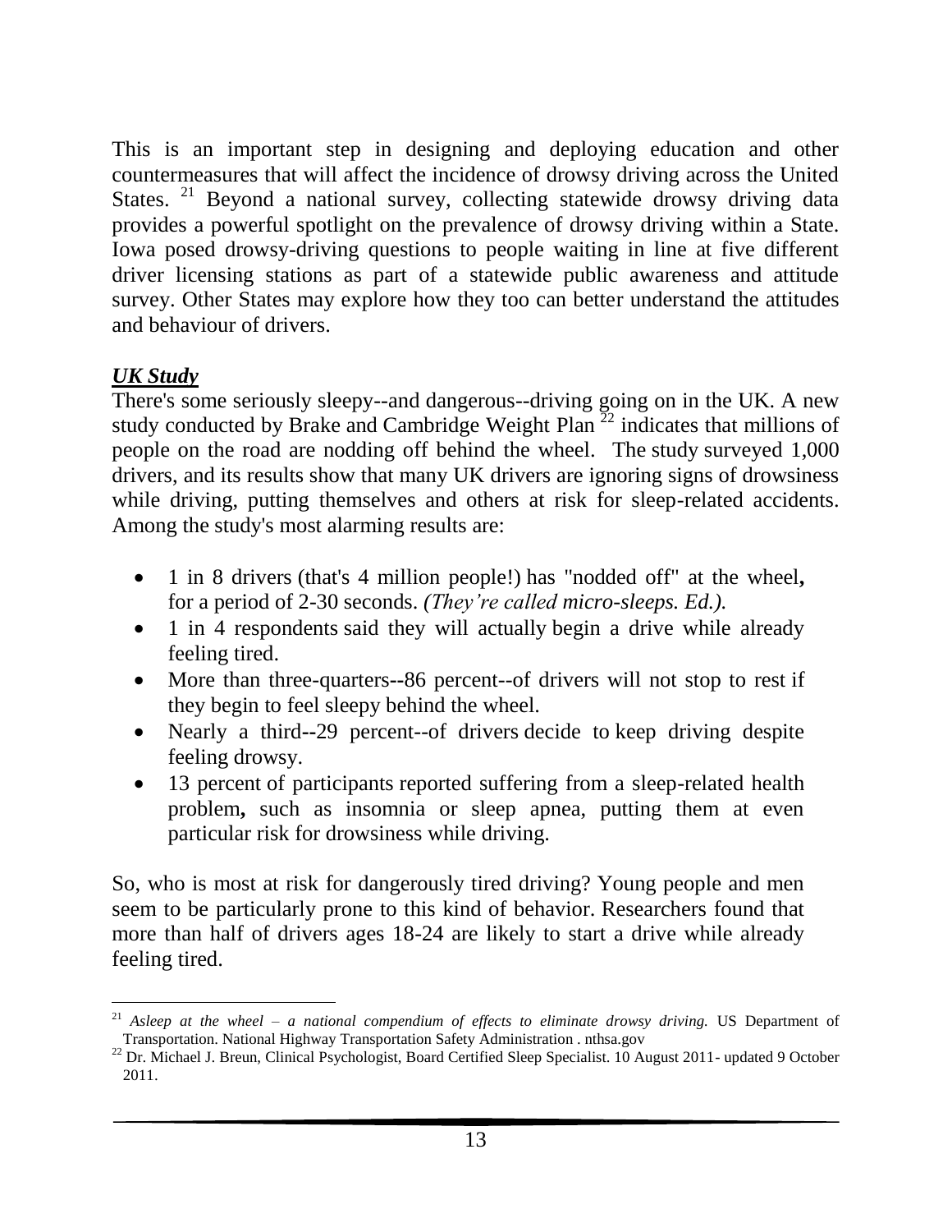This is an important step in designing and deploying education and other countermeasures that will affect the incidence of drowsy driving across the United States.[21] Beyond a national survey, collecting statewide drowsy driving data provides a powerful spotlight on the prevalence of drowsy driving within a State. Iowa posed drowsy-driving questions to people waiting in line at five different driver licensing stations as part of a statewide public awareness and attitude survey. Other States may explore how they too can better understand the attitudes and behaviour of drivers.

***UK Study***

There's some seriously sleepy--and dangerous--driving going on in the UK. A new study conducted by Brake and Cambridge Weight Plan[22] indicates that millions of people on the road are nodding off behind the wheel. The study surveyed 1,000 drivers, and its results show that many UK drivers are ignoring signs of drowsiness while driving, putting themselves and others at risk for sleep-related accidents. Among the study's most alarming results are:

- 1 in 8 drivers (that's 4 million people!) has "nodded off" at the wheel**,** for a period of 2-30 seconds. *(They're called micro-sleeps. Ed.).*
- 1 in 4 respondents said they will actually begin a drive while already feeling tired.
- More than three-quarters--86 percent--of drivers will not stop to rest if they begin to feel sleepy behind the wheel.
- Nearly a third--29 percent--of drivers decide to keep driving despite feeling drowsy.
- 13 percent of participants reported suffering from a sleep-related health problem**,** such as insomnia or sleep apnea, putting them at even particular risk for drowsiness while driving.

So, who is most at risk for dangerously tired driving? Young people and men seem to be particularly prone to this kind of behavior. Researchers found that more than half of drivers ages 18-24 are likely to start a drive while already feeling tired.

---

[21] *Asleep at the wheel – a national compendium of effects to eliminate drowsy driving.* US Department of Transportation. National Highway Transportation Safety Administration . nthsa.gov

[22] Dr. Michael J. Breun, Clinical Psychologist, Board Certified Sleep Specialist. 10 August 2011- updated 9 October 2011.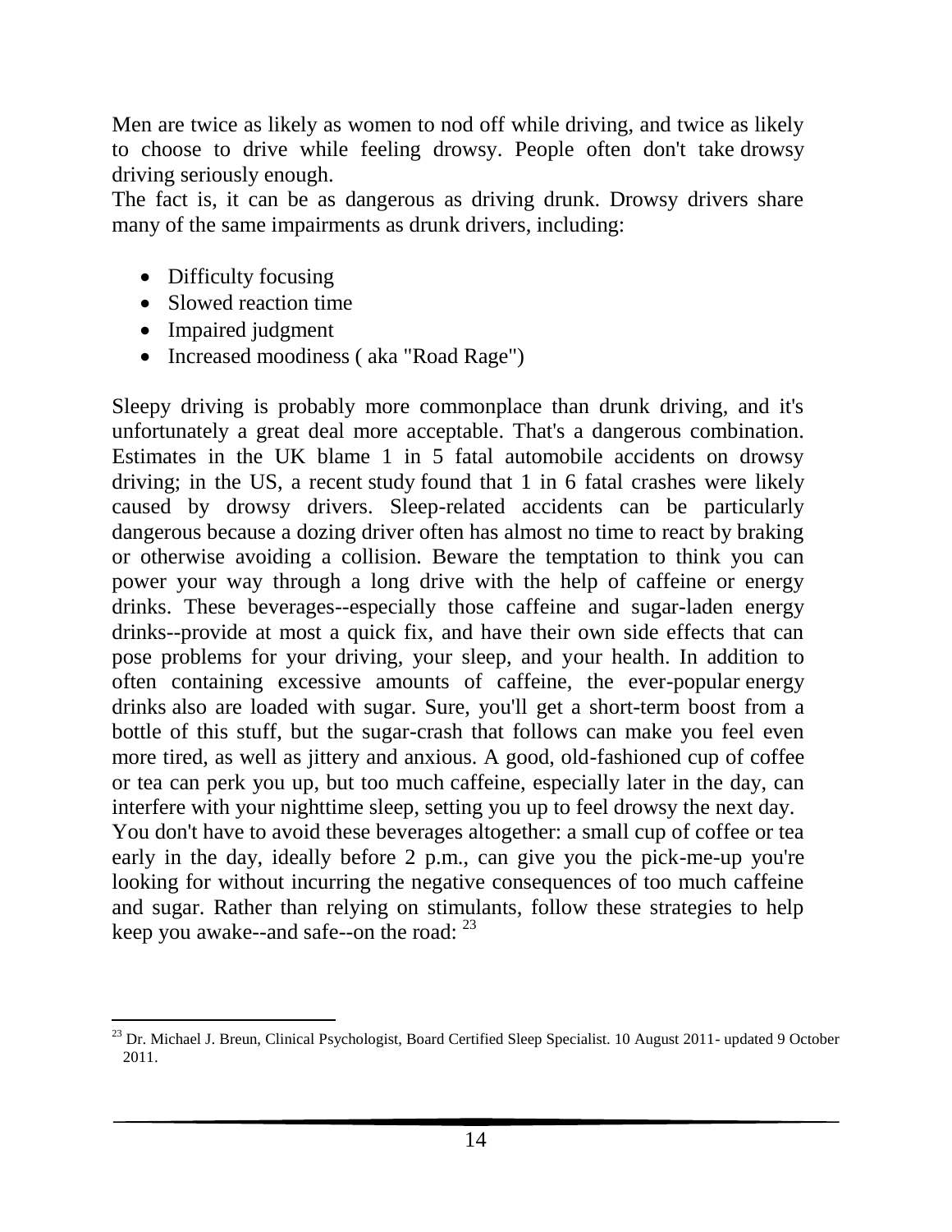Men are twice as likely as women to nod off while driving, and twice as likely to choose to drive while feeling drowsy. People often don't take drowsy driving seriously enough.

The fact is, it can be as dangerous as driving drunk. Drowsy drivers share many of the same impairments as drunk drivers, including:

- Difficulty focusing
- Slowed reaction time
- Impaired judgment
- Increased moodiness ( aka "Road Rage")

Sleepy driving is probably more commonplace than drunk driving, and it's unfortunately a great deal more acceptable. That's a dangerous combination. Estimates in the UK blame 1 in 5 fatal automobile accidents on drowsy driving; in the US, a recent study found that 1 in 6 fatal crashes were likely caused by drowsy drivers. Sleep-related accidents can be particularly dangerous because a dozing driver often has almost no time to react by braking or otherwise avoiding a collision. Beware the temptation to think you can power your way through a long drive with the help of caffeine or energy drinks. These beverages--especially those caffeine and sugar-laden energy drinks--provide at most a quick fix, and have their own side effects that can pose problems for your driving, your sleep, and your health. In addition to often containing excessive amounts of caffeine, the ever-popular energy drinks also are loaded with sugar. Sure, you'll get a short-term boost from a bottle of this stuff, but the sugar-crash that follows can make you feel even more tired, as well as jittery and anxious. A good, old-fashioned cup of coffee or tea can perk you up, but too much caffeine, especially later in the day, can interfere with your nighttime sleep, setting you up to feel drowsy the next day.

You don't have to avoid these beverages altogether: a small cup of coffee or tea early in the day, ideally before 2 p.m., can give you the pick-me-up you're looking for without incurring the negative consequences of too much caffeine and sugar. Rather than relying on stimulants, follow these strategies to help keep you awake--and safe--on the road: [23]

[23] Dr. Michael J. Breun, Clinical Psychologist, Board Certified Sleep Specialist. 10 August 2011- updated 9 October 2011.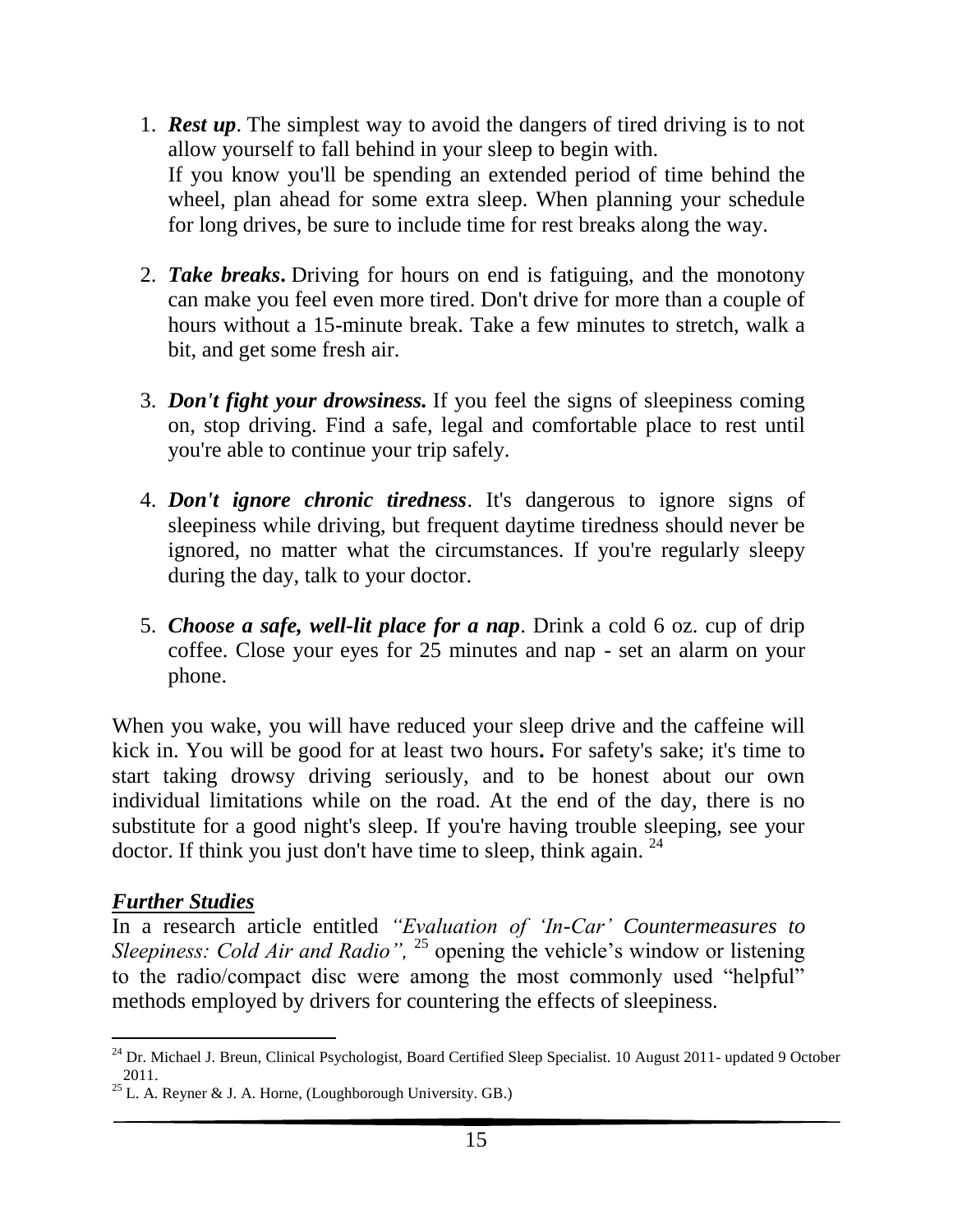1. ***Rest up***. The simplest way to avoid the dangers of tired driving is to not allow yourself to fall behind in your sleep to begin with.
   If you know you'll be spending an extended period of time behind the wheel, plan ahead for some extra sleep. When planning your schedule for long drives, be sure to include time for rest breaks along the way.

2. ***Take breaks*****.** Driving for hours on end is fatiguing, and the monotony can make you feel even more tired. Don't drive for more than a couple of hours without a 15-minute break. Take a few minutes to stretch, walk a bit, and get some fresh air.

3. ***Don't fight your drowsiness.*** If you feel the signs of sleepiness coming on, stop driving. Find a safe, legal and comfortable place to rest until you're able to continue your trip safely.

4. ***Don't ignore chronic tiredness***. It's dangerous to ignore signs of sleepiness while driving, but frequent daytime tiredness should never be ignored, no matter what the circumstances. If you're regularly sleepy during the day, talk to your doctor.

5. ***Choose a safe, well-lit place for a nap***. Drink a cold 6 oz. cup of drip coffee. Close your eyes for 25 minutes and nap - set an alarm on your phone.

When you wake, you will have reduced your sleep drive and the caffeine will kick in. You will be good for at least two hours**.** For safety's sake; it's time to start taking drowsy driving seriously, and to be honest about our own individual limitations while on the road. At the end of the day, there is no substitute for a good night's sleep. If you're having trouble sleeping, see your doctor. If think you just don't have time to sleep, think again. [24]

## ***Further Studies***

In a research article entitled *"Evaluation of 'In-Car' Countermeasures to Sleepiness: Cold Air and Radio",* [25] opening the vehicle's window or listening to the radio/compact disc were among the most commonly used "helpful" methods employed by drivers for countering the effects of sleepiness.

---

[24] Dr. Michael J. Breun, Clinical Psychologist, Board Certified Sleep Specialist. 10 August 2011- updated 9 October 2011.

[25] L. A. Reyner & J. A. Horne, (Loughborough University. GB.)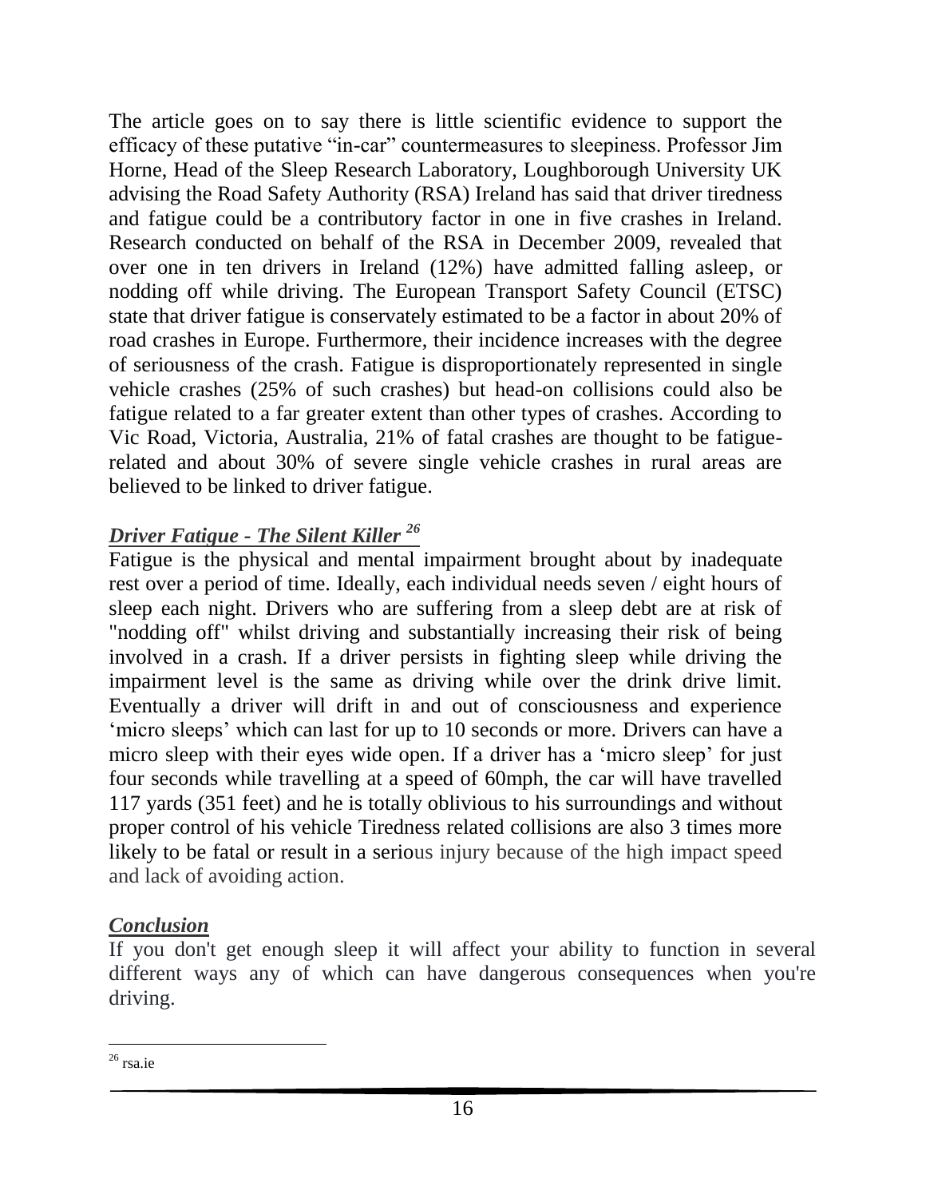The article goes on to say there is little scientific evidence to support the efficacy of these putative "in-car" countermeasures to sleepiness. Professor Jim Horne, Head of the Sleep Research Laboratory, Loughborough University UK advising the Road Safety Authority (RSA) Ireland has said that driver tiredness and fatigue could be a contributory factor in one in five crashes in Ireland. Research conducted on behalf of the RSA in December 2009, revealed that over one in ten drivers in Ireland (12%) have admitted falling asleep, or nodding off while driving. The European Transport Safety Council (ETSC) state that driver fatigue is conservately estimated to be a factor in about 20% of road crashes in Europe. Furthermore, their incidence increases with the degree of seriousness of the crash. Fatigue is disproportionately represented in single vehicle crashes (25% of such crashes) but head-on collisions could also be fatigue related to a far greater extent than other types of crashes. According to Vic Road, Victoria, Australia, 21% of fatal crashes are thought to be fatigue-related and about 30% of severe single vehicle crashes in rural areas are believed to be linked to driver fatigue.

### ***Driver Fatigue - The Silent Killer [26]***

Fatigue is the physical and mental impairment brought about by inadequate rest over a period of time. Ideally, each individual needs seven / eight hours of sleep each night. Drivers who are suffering from a sleep debt are at risk of "nodding off" whilst driving and substantially increasing their risk of being involved in a crash. If a driver persists in fighting sleep while driving the impairment level is the same as driving while over the drink drive limit. Eventually a driver will drift in and out of consciousness and experience 'micro sleeps' which can last for up to 10 seconds or more. Drivers can have a micro sleep with their eyes wide open. If a driver has a 'micro sleep' for just four seconds while travelling at a speed of 60mph, the car will have travelled 117 yards (351 feet) and he is totally oblivious to his surroundings and without proper control of his vehicle Tiredness related collisions are also 3 times more likely to be fatal or result in a serious injury because of the high impact speed and lack of avoiding action.

### ***Conclusion***

If you don't get enough sleep it will affect your ability to function in several different ways any of which can have dangerous consequences when you're driving.

---

[26] rsa.ie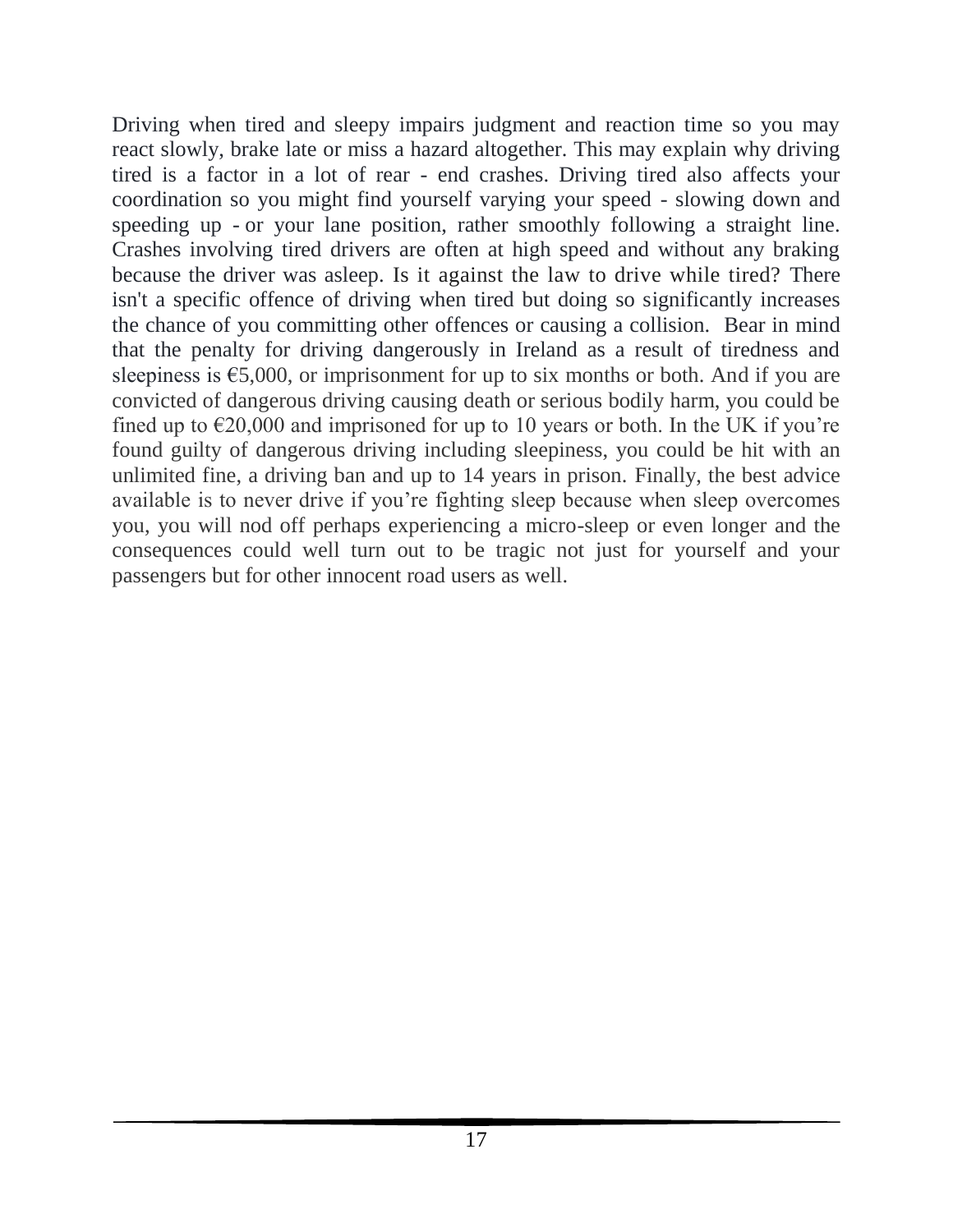Driving when tired and sleepy impairs judgment and reaction time so you may react slowly, brake late or miss a hazard altogether. This may explain why driving tired is a factor in a lot of rear - end crashes. Driving tired also affects your coordination so you might find yourself varying your speed - slowing down and speeding up - or your lane position, rather smoothly following a straight line. Crashes involving tired drivers are often at high speed and without any braking because the driver was asleep. Is it against the law to drive while tired? There isn't a specific offence of driving when tired but doing so significantly increases the chance of you committing other offences or causing a collision. Bear in mind that the penalty for driving dangerously in Ireland as a result of tiredness and sleepiness is €5,000, or imprisonment for up to six months or both. And if you are convicted of dangerous driving causing death or serious bodily harm, you could be fined up to €20,000 and imprisoned for up to 10 years or both. In the UK if you're found guilty of dangerous driving including sleepiness, you could be hit with an unlimited fine, a driving ban and up to 14 years in prison. Finally, the best advice available is to never drive if you're fighting sleep because when sleep overcomes you, you will nod off perhaps experiencing a micro-sleep or even longer and the consequences could well turn out to be tragic not just for yourself and your passengers but for other innocent road users as well.